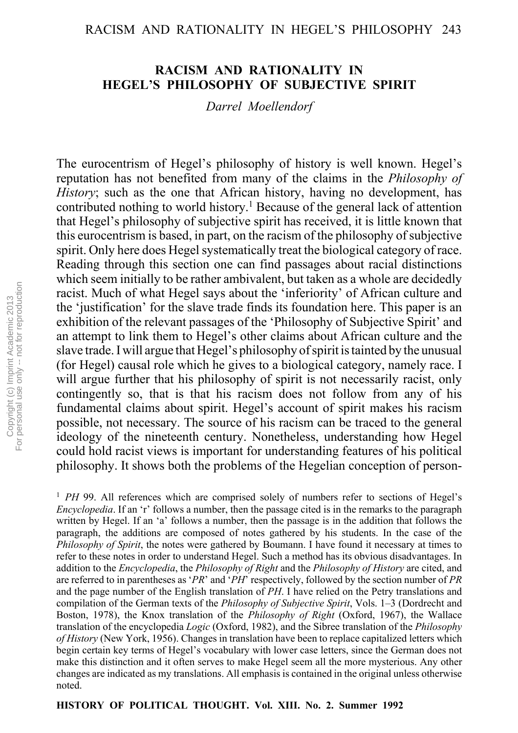# RACISM AND RATIONALITY IN HEGEL'S PHILOSOPHY OF SUBJECTIVE SPIRIT

*Darrel Moellendorf*

The eurocentrism of Hegel's philosophy of history is well known. Hegel's reputation has not benefited from many of the claims in the *Philosophy of History*; such as the one that African history, having no development, has contributed nothing to world history.[1] Because of the general lack of attention that Hegel's philosophy of subjective spirit has received, it is little known that this eurocentrism is based, in part, on the racism of the philosophy of subjective spirit. Only here does Hegel systematically treat the biological category of race. Reading through this section one can find passages about racial distinctions which seem initially to be rather ambivalent, but taken as a whole are decidedly racist. Much of what Hegel says about the 'inferiority' of African culture and the 'justification' for the slave trade finds its foundation here. This paper is an exhibition of the relevant passages of the 'Philosophy of Subjective Spirit' and an attempt to link them to Hegel's other claims about African culture and the slave trade. I will argue that Hegel's philosophy of spirit is tainted by the unusual (for Hegel) causal role which he gives to a biological category, namely race. I will argue further that his philosophy of spirit is not necessarily racist, only contingently so, that is that his racism does not follow from any of his fundamental claims about spirit. Hegel's account of spirit makes his racism possible, not necessary. The source of his racism can be traced to the general ideology of the nineteenth century. Nonetheless, understanding how Hegel could hold racist views is important for understanding features of his political philosophy. It shows both the problems of the Hegelian conception of person-

[1] *PH* 99. All references which are comprised solely of numbers refer to sections of Hegel's *Encyclopedia*. If an 'r' follows a number, then the passage cited is in the remarks to the paragraph written by Hegel. If an 'a' follows a number, then the passage is in the addition that follows the paragraph, the additions are composed of notes gathered by his students. In the case of the *Philosophy of Spirit*, the notes were gathered by Boumann. I have found it necessary at times to refer to these notes in order to understand Hegel. Such a method has its obvious disadvantages. In addition to the *Encyclopedia*, the *Philosophy of Right* and the *Philosophy of History* are cited, and are referred to in parentheses as '*PR*' and '*PH*' respectively, followed by the section number of *PR* and the page number of the English translation of *PH*. I have relied on the Petry translations and compilation of the German texts of the *Philosophy of Subjective Spirit*, Vols. 1–3 (Dordrecht and Boston, 1978), the Knox translation of the *Philosophy of Right* (Oxford, 1967), the Wallace translation of the encyclopedia *Logic* (Oxford, 1982), and the Sibree translation of the *Philosophy of History* (New York, 1956). Changes in translation have been to replace capitalized letters which begin certain key terms of Hegel's vocabulary with lower case letters, since the German does not make this distinction and it often serves to make Hegel seem all the more mysterious. Any other changes are indicated as my translations. All emphasis is contained in the original unless otherwise noted.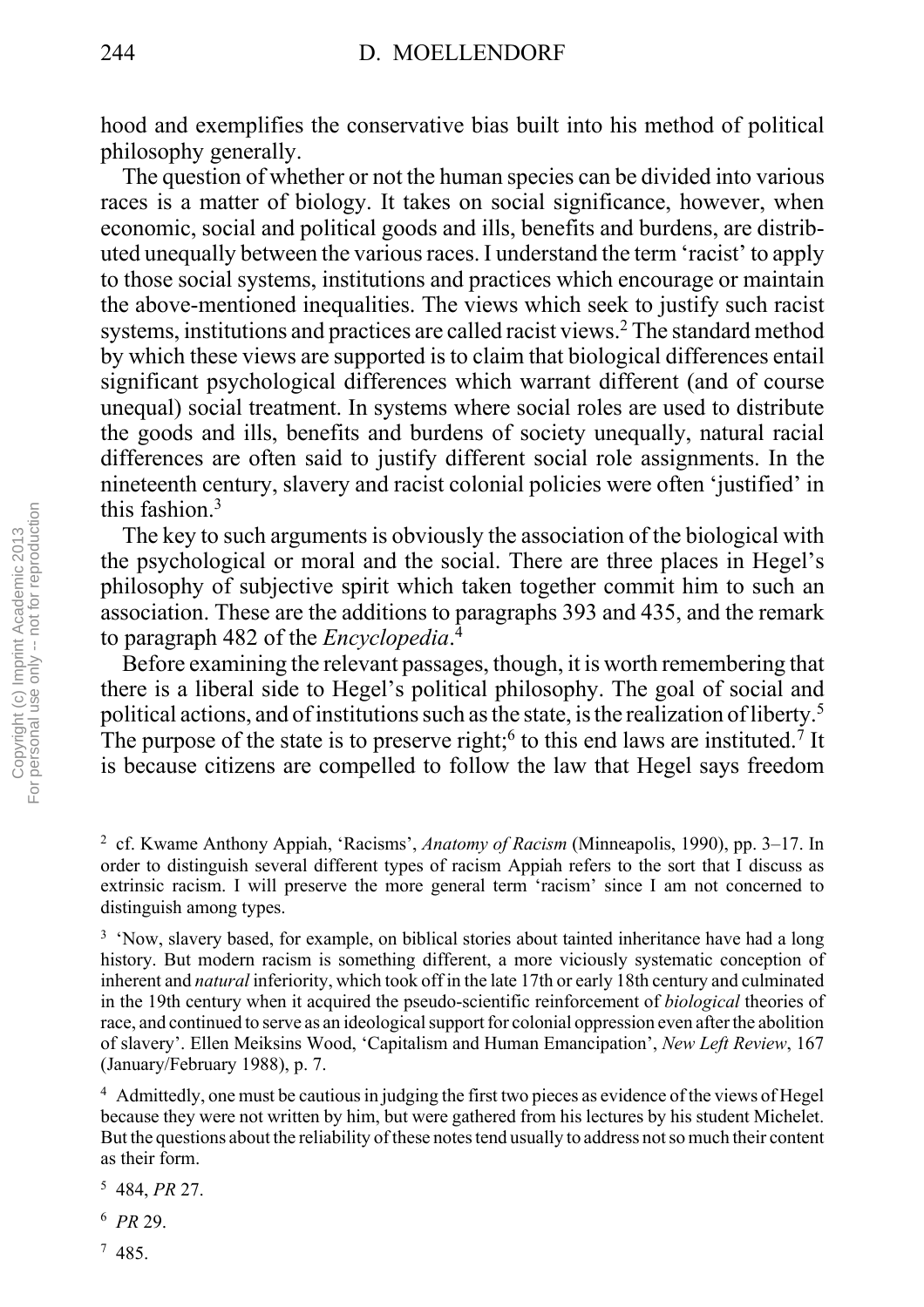hood and exemplifies the conservative bias built into his method of political philosophy generally.

The question of whether or not the human species can be divided into various races is a matter of biology. It takes on social significance, however, when economic, social and political goods and ills, benefits and burdens, are distributed unequally between the various races. I understand the term 'racist' to apply to those social systems, institutions and practices which encourage or maintain the above-mentioned inequalities. The views which seek to justify such racist systems, institutions and practices are called racist views.[2] The standard method by which these views are supported is to claim that biological differences entail significant psychological differences which warrant different (and of course unequal) social treatment. In systems where social roles are used to distribute the goods and ills, benefits and burdens of society unequally, natural racial differences are often said to justify different social role assignments. In the nineteenth century, slavery and racist colonial policies were often 'justified' in this fashion.[3]

The key to such arguments is obviously the association of the biological with the psychological or moral and the social. There are three places in Hegel's philosophy of subjective spirit which taken together commit him to such an association. These are the additions to paragraphs 393 and 435, and the remark to paragraph 482 of the *Encyclopedia*.[4]

Before examining the relevant passages, though, it is worth remembering that there is a liberal side to Hegel's political philosophy. The goal of social and political actions, and of institutions such as the state, is the realization of liberty.[5] The purpose of the state is to preserve right;[6] to this end laws are instituted.[7] It is because citizens are compelled to follow the law that Hegel says freedom

---

[2] cf. Kwame Anthony Appiah, 'Racisms', *Anatomy of Racism* (Minneapolis, 1990), pp. 3–17. In order to distinguish several different types of racism Appiah refers to the sort that I discuss as extrinsic racism. I will preserve the more general term 'racism' since I am not concerned to distinguish among types.

[3] 'Now, slavery based, for example, on biblical stories about tainted inheritance have had a long history. But modern racism is something different, a more viciously systematic conception of inherent and *natural* inferiority, which took off in the late 17th or early 18th century and culminated in the 19th century when it acquired the pseudo-scientific reinforcement of *biological* theories of race, and continued to serve as an ideological support for colonial oppression even after the abolition of slavery'. Ellen Meiksins Wood, 'Capitalism and Human Emancipation', *New Left Review*, 167 (January/February 1988), p. 7.

[4] Admittedly, one must be cautious in judging the first two pieces as evidence of the views of Hegel because they were not written by him, but were gathered from his lectures by his student Michelet. But the questions about the reliability of these notes tend usually to address not so much their content as their form.

[5] 484, *PR* 27.

[6] *PR* 29.

[7] 485.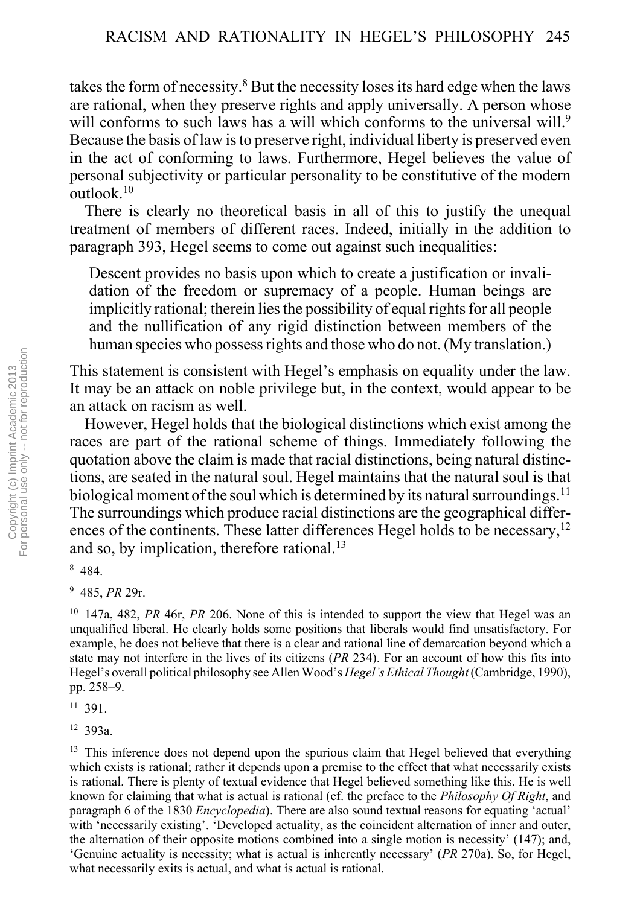takes the form of necessity.[8] But the necessity loses its hard edge when the laws are rational, when they preserve rights and apply universally. A person whose will conforms to such laws has a will which conforms to the universal will.[9] Because the basis of law is to preserve right, individual liberty is preserved even in the act of conforming to laws. Furthermore, Hegel believes the value of personal subjectivity or particular personality to be constitutive of the modern outlook.[10]

There is clearly no theoretical basis in all of this to justify the unequal treatment of members of different races. Indeed, initially in the addition to paragraph 393, Hegel seems to come out against such inequalities:

> Descent provides no basis upon which to create a justification or invalidation of the freedom or supremacy of a people. Human beings are implicitly rational; therein lies the possibility of equal rights for all people and the nullification of any rigid distinction between members of the human species who possess rights and those who do not. (My translation.)

This statement is consistent with Hegel's emphasis on equality under the law. It may be an attack on noble privilege but, in the context, would appear to be an attack on racism as well.

However, Hegel holds that the biological distinctions which exist among the races are part of the rational scheme of things. Immediately following the quotation above the claim is made that racial distinctions, being natural distinctions, are seated in the natural soul. Hegel maintains that the natural soul is that biological moment of the soul which is determined by its natural surroundings.[11] The surroundings which produce racial distinctions are the geographical differences of the continents. These latter differences Hegel holds to be necessary,[12] and so, by implication, therefore rational.[13]

[8] 484.

[9] 485, *PR* 29r.

[10] 147a, 482, *PR* 46r, *PR* 206. None of this is intended to support the view that Hegel was an unqualified liberal. He clearly holds some positions that liberals would find unsatisfactory. For example, he does not believe that there is a clear and rational line of demarcation beyond which a state may not interfere in the lives of its citizens (*PR* 234). For an account of how this fits into Hegel's overall political philosophy see Allen Wood's *Hegel's Ethical Thought* (Cambridge, 1990), pp. 258–9.

[11] 391.

[12] 393a.

[13] This inference does not depend upon the spurious claim that Hegel believed that everything which exists is rational; rather it depends upon a premise to the effect that what necessarily exists is rational. There is plenty of textual evidence that Hegel believed something like this. He is well known for claiming that what is actual is rational (cf. the preface to the *Philosophy Of Right*, and paragraph 6 of the 1830 *Encyclopedia*). There are also sound textual reasons for equating 'actual' with 'necessarily existing'. 'Developed actuality, as the coincident alternation of inner and outer, the alternation of their opposite motions combined into a single motion is necessity' (147); and, 'Genuine actuality is necessity; what is actual is inherently necessary' (*PR* 270a). So, for Hegel, what necessarily exits is actual, and what is actual is rational.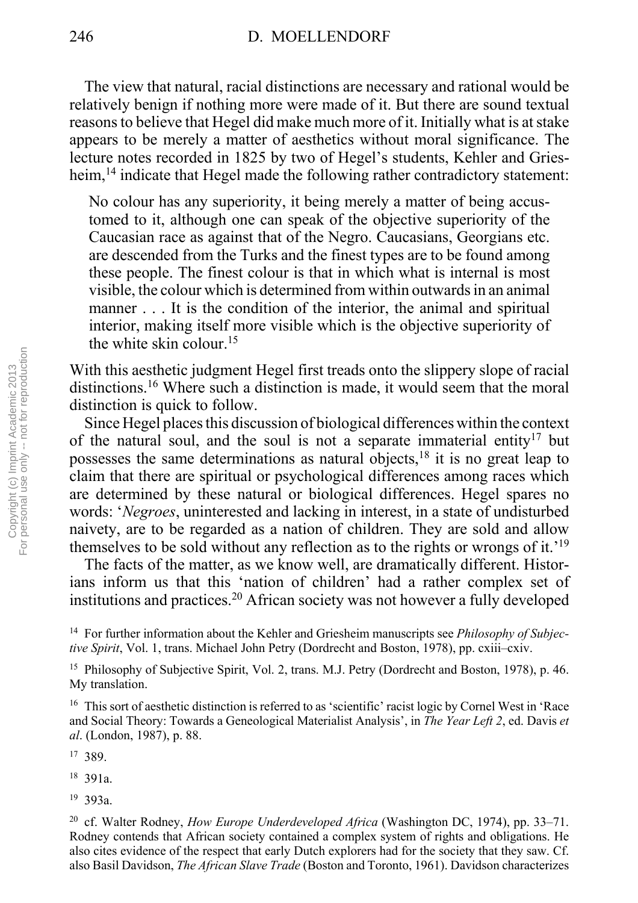The view that natural, racial distinctions are necessary and rational would be relatively benign if nothing more were made of it. But there are sound textual reasons to believe that Hegel did make much more of it. Initially what is at stake appears to be merely a matter of aesthetics without moral significance. The lecture notes recorded in 1825 by two of Hegel's students, Kehler and Griesheim,[14] indicate that Hegel made the following rather contradictory statement:

> No colour has any superiority, it being merely a matter of being accustomed to it, although one can speak of the objective superiority of the Caucasian race as against that of the Negro. Caucasians, Georgians etc. are descended from the Turks and the finest types are to be found among these people. The finest colour is that in which what is internal is most visible, the colour which is determined from within outwards in an animal manner . . . It is the condition of the interior, the animal and spiritual interior, making itself more visible which is the objective superiority of the white skin colour.[15]

With this aesthetic judgment Hegel first treads onto the slippery slope of racial distinctions.[16] Where such a distinction is made, it would seem that the moral distinction is quick to follow.

Since Hegel places this discussion of biological differences within the context of the natural soul, and the soul is not a separate immaterial entity[17] but possesses the same determinations as natural objects,[18] it is no great leap to claim that there are spiritual or psychological differences among races which are determined by these natural or biological differences. Hegel spares no words: '*Negroes*, uninterested and lacking in interest, in a state of undisturbed naivety, are to be regarded as a nation of children. They are sold and allow themselves to be sold without any reflection as to the rights or wrongs of it.'[19]

The facts of the matter, as we know well, are dramatically different. Historians inform us that this 'nation of children' had a rather complex set of institutions and practices.[20] African society was not however a fully developed

---

[14] For further information about the Kehler and Griesheim manuscripts see *Philosophy of Subjective Spirit*, Vol. 1, trans. Michael John Petry (Dordrecht and Boston, 1978), pp. cxiii–cxiv.

[15] Philosophy of Subjective Spirit, Vol. 2, trans. M.J. Petry (Dordrecht and Boston, 1978), p. 46. My translation.

[16] This sort of aesthetic distinction is referred to as 'scientific' racist logic by Cornel West in 'Race and Social Theory: Towards a Geneological Materialist Analysis', in *The Year Left 2*, ed. Davis *et al*. (London, 1987), p. 88.

[17] 389.

[18] 391a.

[19] 393a.

[20] cf. Walter Rodney, *How Europe Underdeveloped Africa* (Washington DC, 1974), pp. 33–71. Rodney contends that African society contained a complex system of rights and obligations. He also cites evidence of the respect that early Dutch explorers had for the society that they saw. Cf. also Basil Davidson, *The African Slave Trade* (Boston and Toronto, 1961). Davidson characterizes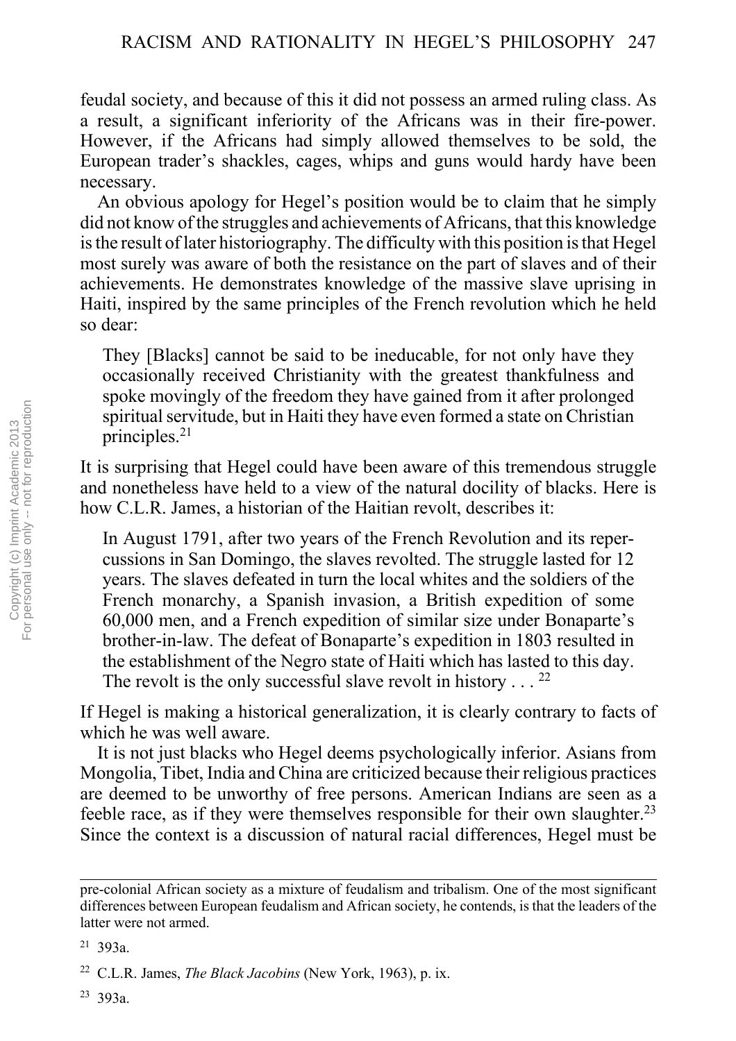feudal society, and because of this it did not possess an armed ruling class. As a result, a significant inferiority of the Africans was in their fire-power. However, if the Africans had simply allowed themselves to be sold, the European trader's shackles, cages, whips and guns would hardy have been necessary.

An obvious apology for Hegel's position would be to claim that he simply did not know of the struggles and achievements of Africans, that this knowledge is the result of later historiography. The difficulty with this position is that Hegel most surely was aware of both the resistance on the part of slaves and of their achievements. He demonstrates knowledge of the massive slave uprising in Haiti, inspired by the same principles of the French revolution which he held so dear:

> They [Blacks] cannot be said to be ineducable, for not only have they occasionally received Christianity with the greatest thankfulness and spoke movingly of the freedom they have gained from it after prolonged spiritual servitude, but in Haiti they have even formed a state on Christian principles.[21]

It is surprising that Hegel could have been aware of this tremendous struggle and nonetheless have held to a view of the natural docility of blacks. Here is how C.L.R. James, a historian of the Haitian revolt, describes it:

> In August 1791, after two years of the French Revolution and its repercussions in San Domingo, the slaves revolted. The struggle lasted for 12 years. The slaves defeated in turn the local whites and the soldiers of the French monarchy, a Spanish invasion, a British expedition of some 60,000 men, and a French expedition of similar size under Bonaparte's brother-in-law. The defeat of Bonaparte's expedition in 1803 resulted in the establishment of the Negro state of Haiti which has lasted to this day. The revolt is the only successful slave revolt in history . . . [22]

If Hegel is making a historical generalization, it is clearly contrary to facts of which he was well aware.

It is not just blacks who Hegel deems psychologically inferior. Asians from Mongolia, Tibet, India and China are criticized because their religious practices are deemed to be unworthy of free persons. American Indians are seen as a feeble race, as if they were themselves responsible for their own slaughter.[23] Since the context is a discussion of natural racial differences, Hegel must be

---

pre-colonial African society as a mixture of feudalism and tribalism. One of the most significant differences between European feudalism and African society, he contends, is that the leaders of the latter were not armed.

[21] 393a.

[22] C.L.R. James, *The Black Jacobins* (New York, 1963), p. ix.

[23] 393a.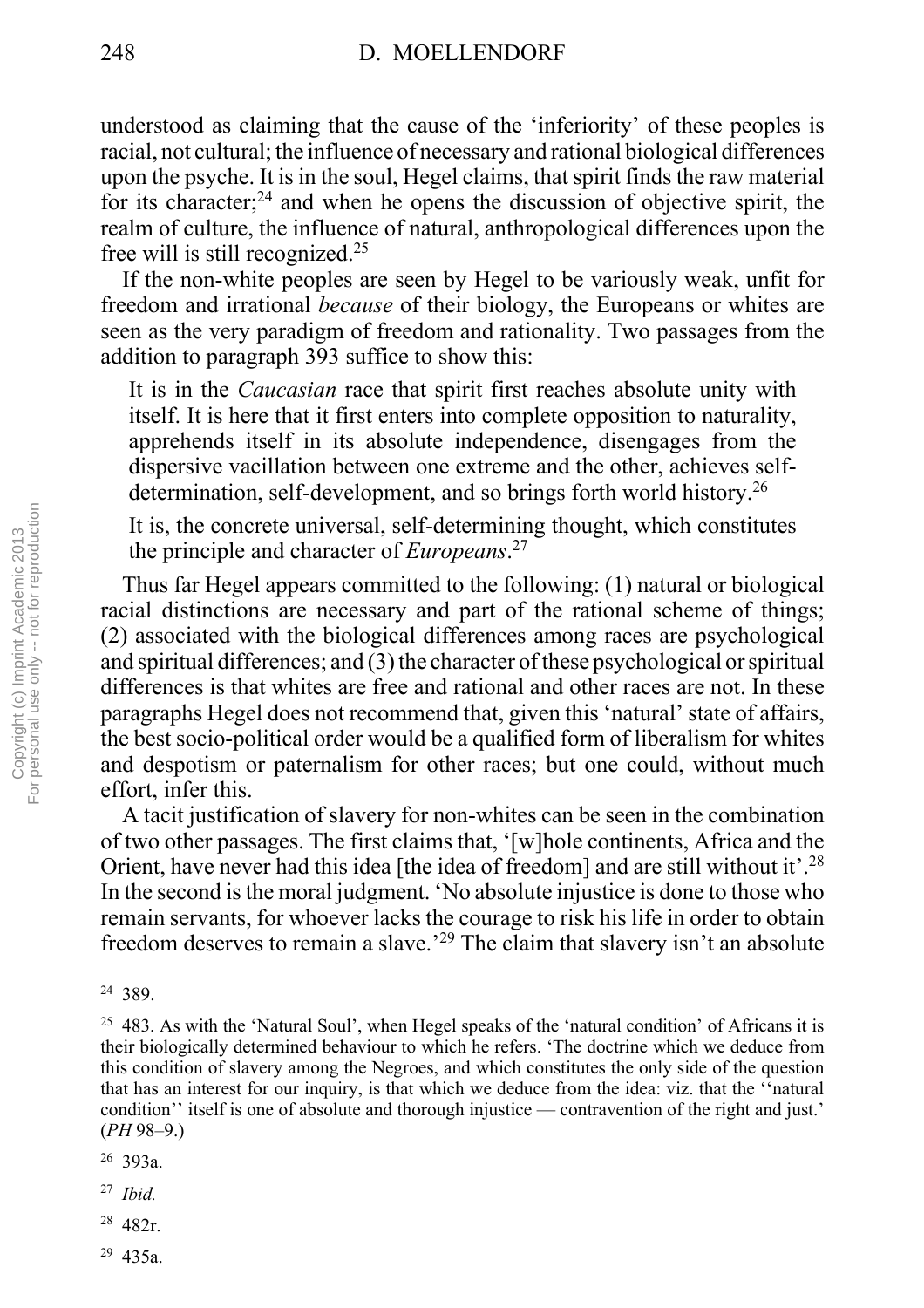understood as claiming that the cause of the 'inferiority' of these peoples is racial, not cultural; the influence of necessary and rational biological differences upon the psyche. It is in the soul, Hegel claims, that spirit finds the raw material for its character;[24] and when he opens the discussion of objective spirit, the realm of culture, the influence of natural, anthropological differences upon the free will is still recognized.[25]

If the non-white peoples are seen by Hegel to be variously weak, unfit for freedom and irrational *because* of their biology, the Europeans or whites are seen as the very paradigm of freedom and rationality. Two passages from the addition to paragraph 393 suffice to show this:

> It is in the *Caucasian* race that spirit first reaches absolute unity with itself. It is here that it first enters into complete opposition to naturality, apprehends itself in its absolute independence, disengages from the dispersive vacillation between one extreme and the other, achieves self-determination, self-development, and so brings forth world history.[26]

> It is, the concrete universal, self-determining thought, which constitutes the principle and character of *Europeans*.[27]

Thus far Hegel appears committed to the following: (1) natural or biological racial distinctions are necessary and part of the rational scheme of things; (2) associated with the biological differences among races are psychological and spiritual differences; and (3) the character of these psychological or spiritual differences is that whites are free and rational and other races are not. In these paragraphs Hegel does not recommend that, given this 'natural' state of affairs, the best socio-political order would be a qualified form of liberalism for whites and despotism or paternalism for other races; but one could, without much effort, infer this.

A tacit justification of slavery for non-whites can be seen in the combination of two other passages. The first claims that, '[w]hole continents, Africa and the Orient, have never had this idea [the idea of freedom] and are still without it'.[28] In the second is the moral judgment. 'No absolute injustice is done to those who remain servants, for whoever lacks the courage to risk his life in order to obtain freedom deserves to remain a slave.'[29] The claim that slavery isn't an absolute

---

[24] 389.

[25] 483. As with the 'Natural Soul', when Hegel speaks of the 'natural condition' of Africans it is their biologically determined behaviour to which he refers. 'The doctrine which we deduce from this condition of slavery among the Negroes, and which constitutes the only side of the question that has an interest for our inquiry, is that which we deduce from the idea: viz. that the ''natural condition'' itself is one of absolute and thorough injustice — contravention of the right and just.' (*PH* 98–9.)

[26] 393a.

[27] *Ibid.*

[28] 482r.

[29] 435a.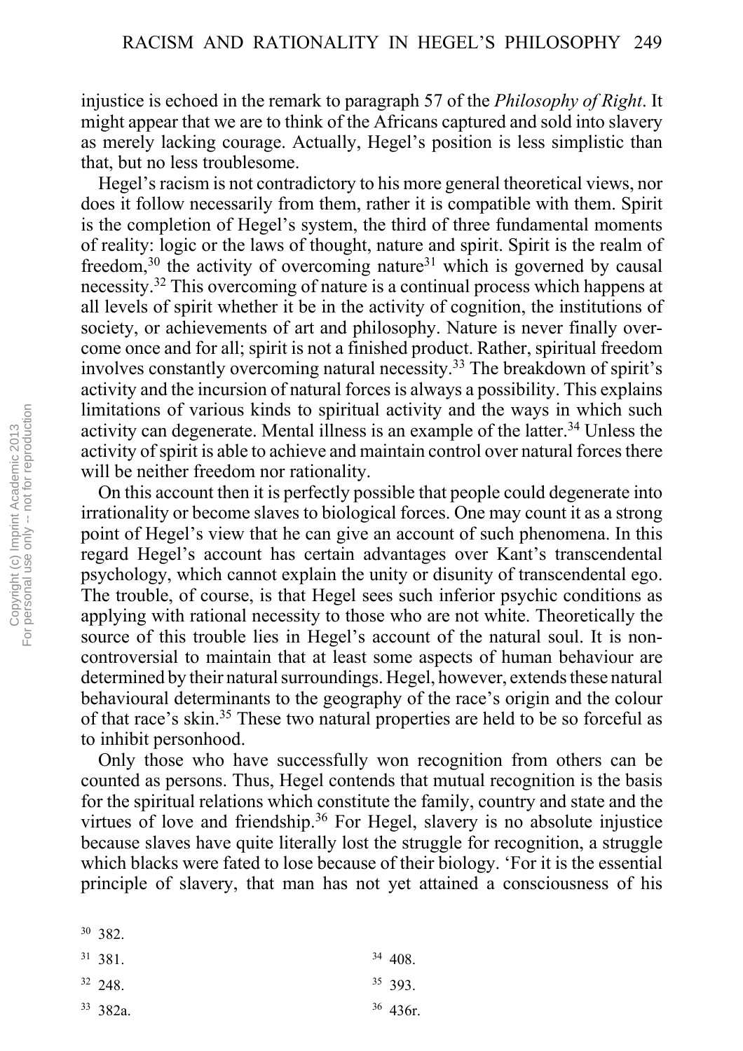injustice is echoed in the remark to paragraph 57 of the *Philosophy of Right*. It might appear that we are to think of the Africans captured and sold into slavery as merely lacking courage. Actually, Hegel's position is less simplistic than that, but no less troublesome.

Hegel's racism is not contradictory to his more general theoretical views, nor does it follow necessarily from them, rather it is compatible with them. Spirit is the completion of Hegel's system, the third of three fundamental moments of reality: logic or the laws of thought, nature and spirit. Spirit is the realm of freedom,[30] the activity of overcoming nature[31] which is governed by causal necessity.[32] This overcoming of nature is a continual process which happens at all levels of spirit whether it be in the activity of cognition, the institutions of society, or achievements of art and philosophy. Nature is never finally overcome once and for all; spirit is not a finished product. Rather, spiritual freedom involves constantly overcoming natural necessity.[33] The breakdown of spirit's activity and the incursion of natural forces is always a possibility. This explains limitations of various kinds to spiritual activity and the ways in which such activity can degenerate. Mental illness is an example of the latter.[34] Unless the activity of spirit is able to achieve and maintain control over natural forces there will be neither freedom nor rationality.

On this account then it is perfectly possible that people could degenerate into irrationality or become slaves to biological forces. One may count it as a strong point of Hegel's view that he can give an account of such phenomena. In this regard Hegel's account has certain advantages over Kant's transcendental psychology, which cannot explain the unity or disunity of transcendental ego. The trouble, of course, is that Hegel sees such inferior psychic conditions as applying with rational necessity to those who are not white. Theoretically the source of this trouble lies in Hegel's account of the natural soul. It is non-controversial to maintain that at least some aspects of human behaviour are determined by their natural surroundings. Hegel, however, extends these natural behavioural determinants to the geography of the race's origin and the colour of that race's skin.[35] These two natural properties are held to be so forceful as to inhibit personhood.

Only those who have successfully won recognition from others can be counted as persons. Thus, Hegel contends that mutual recognition is the basis for the spiritual relations which constitute the family, country and state and the virtues of love and friendship.[36] For Hegel, slavery is no absolute injustice because slaves have quite literally lost the struggle for recognition, a struggle which blacks were fated to lose because of their biology. 'For it is the essential principle of slavery, that man has not yet attained a consciousness of his

[30] 382.

[31] 381.

[32] 248.

[33] 382a.

[34] 408.

[35] 393.

[36] 436r.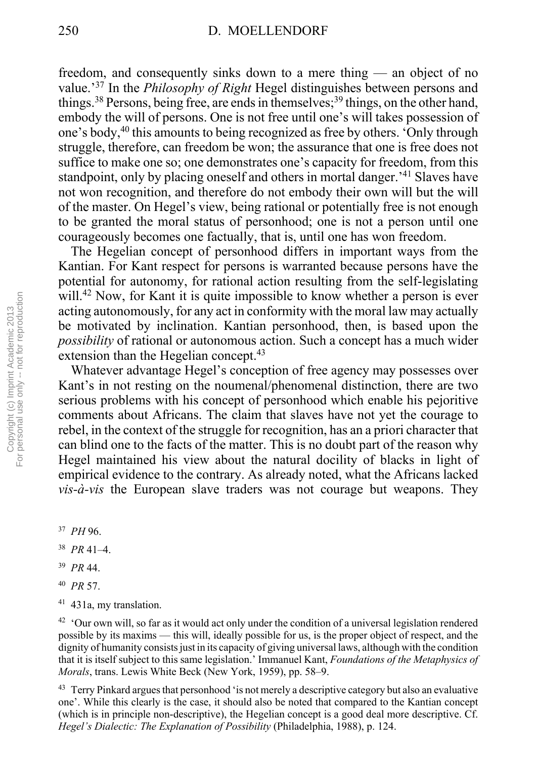freedom, and consequently sinks down to a mere thing — an object of no value.'[37] In the *Philosophy of Right* Hegel distinguishes between persons and things.[38] Persons, being free, are ends in themselves;[39] things, on the other hand, embody the will of persons. One is not free until one's will takes possession of one's body,[40] this amounts to being recognized as free by others. 'Only through struggle, therefore, can freedom be won; the assurance that one is free does not suffice to make one so; one demonstrates one's capacity for freedom, from this standpoint, only by placing oneself and others in mortal danger.'[41] Slaves have not won recognition, and therefore do not embody their own will but the will of the master. On Hegel's view, being rational or potentially free is not enough to be granted the moral status of personhood; one is not a person until one courageously becomes one factually, that is, until one has won freedom.

The Hegelian concept of personhood differs in important ways from the Kantian. For Kant respect for persons is warranted because persons have the potential for autonomy, for rational action resulting from the self-legislating will.[42] Now, for Kant it is quite impossible to know whether a person is ever acting autonomously, for any act in conformity with the moral law may actually be motivated by inclination. Kantian personhood, then, is based upon the *possibility* of rational or autonomous action. Such a concept has a much wider extension than the Hegelian concept.[43]

Whatever advantage Hegel's conception of free agency may possesses over Kant's in not resting on the noumenal/phenomenal distinction, there are two serious problems with his concept of personhood which enable his pejoritive comments about Africans. The claim that slaves have not yet the courage to rebel, in the context of the struggle for recognition, has an a priori character that can blind one to the facts of the matter. This is no doubt part of the reason why Hegel maintained his view about the natural docility of blacks in light of empirical evidence to the contrary. As already noted, what the Africans lacked *vis-à-vis* the European slave traders was not courage but weapons. They

[37] *PH* 96.

[38] *PR* 41–4.

[39] *PR* 44.

[40] *PR* 57.

[41] 431a, my translation.

[42] 'Our own will, so far as it would act only under the condition of a universal legislation rendered possible by its maxims — this will, ideally possible for us, is the proper object of respect, and the dignity of humanity consists just in its capacity of giving universal laws, although with the condition that it is itself subject to this same legislation.' Immanuel Kant, *Foundations of the Metaphysics of Morals*, trans. Lewis White Beck (New York, 1959), pp. 58–9.

[43] Terry Pinkard argues that personhood 'is not merely a descriptive category but also an evaluative one'. While this clearly is the case, it should also be noted that compared to the Kantian concept (which is in principle non-descriptive), the Hegelian concept is a good deal more descriptive. Cf. *Hegel's Dialectic: The Explanation of Possibility* (Philadelphia, 1988), p. 124.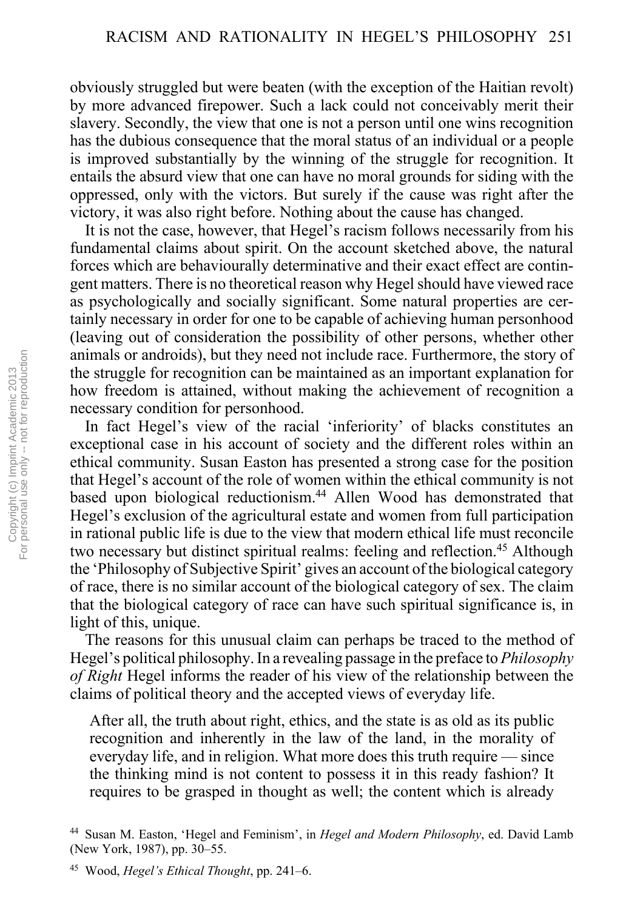obviously struggled but were beaten (with the exception of the Haitian revolt) by more advanced firepower. Such a lack could not conceivably merit their slavery. Secondly, the view that one is not a person until one wins recognition has the dubious consequence that the moral status of an individual or a people is improved substantially by the winning of the struggle for recognition. It entails the absurd view that one can have no moral grounds for siding with the oppressed, only with the victors. But surely if the cause was right after the victory, it was also right before. Nothing about the cause has changed.

It is not the case, however, that Hegel's racism follows necessarily from his fundamental claims about spirit. On the account sketched above, the natural forces which are behaviourally determinative and their exact effect are contingent matters. There is no theoretical reason why Hegel should have viewed race as psychologically and socially significant. Some natural properties are certainly necessary in order for one to be capable of achieving human personhood (leaving out of consideration the possibility of other persons, whether other animals or androids), but they need not include race. Furthermore, the story of the struggle for recognition can be maintained as an important explanation for how freedom is attained, without making the achievement of recognition a necessary condition for personhood.

In fact Hegel's view of the racial 'inferiority' of blacks constitutes an exceptional case in his account of society and the different roles within an ethical community. Susan Easton has presented a strong case for the position that Hegel's account of the role of women within the ethical community is not based upon biological reductionism.[44] Allen Wood has demonstrated that Hegel's exclusion of the agricultural estate and women from full participation in rational public life is due to the view that modern ethical life must reconcile two necessary but distinct spiritual realms: feeling and reflection.[45] Although the 'Philosophy of Subjective Spirit' gives an account of the biological category of race, there is no similar account of the biological category of sex. The claim that the biological category of race can have such spiritual significance is, in light of this, unique.

The reasons for this unusual claim can perhaps be traced to the method of Hegel's political philosophy. In a revealing passage in the preface to *Philosophy of Right* Hegel informs the reader of his view of the relationship between the claims of political theory and the accepted views of everyday life.

> After all, the truth about right, ethics, and the state is as old as its public recognition and inherently in the law of the land, in the morality of everyday life, and in religion. What more does this truth require — since the thinking mind is not content to possess it in this ready fashion? It requires to be grasped in thought as well; the content which is already

[44] Susan M. Easton, 'Hegel and Feminism', in *Hegel and Modern Philosophy*, ed. David Lamb (New York, 1987), pp. 30–55.

[45] Wood, *Hegel's Ethical Thought*, pp. 241–6.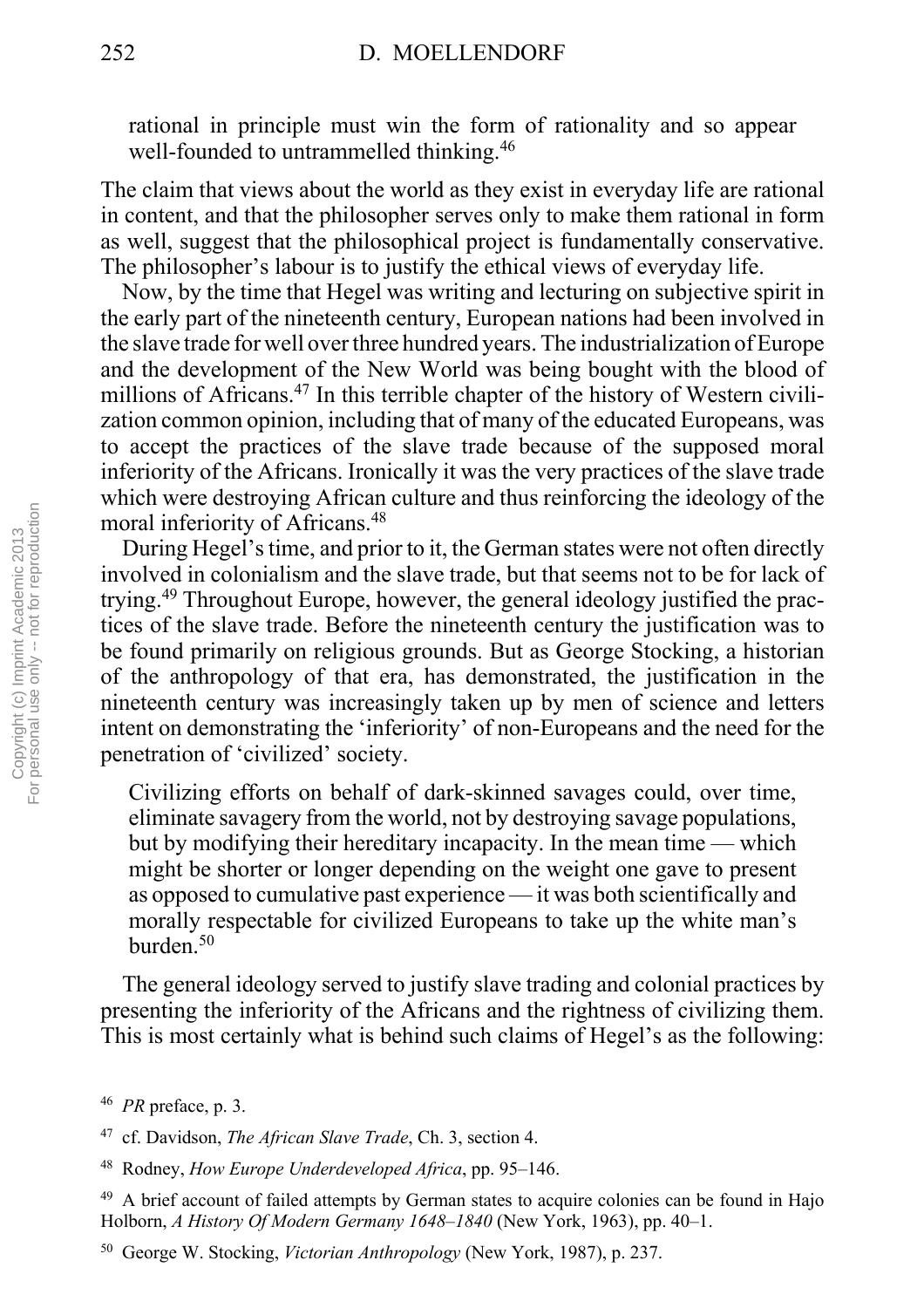rational in principle must win the form of rationality and so appear well-founded to untrammelled thinking.[46]

The claim that views about the world as they exist in everyday life are rational in content, and that the philosopher serves only to make them rational in form as well, suggest that the philosophical project is fundamentally conservative. The philosopher's labour is to justify the ethical views of everyday life.

Now, by the time that Hegel was writing and lecturing on subjective spirit in the early part of the nineteenth century, European nations had been involved in the slave trade for well over three hundred years. The industrialization of Europe and the development of the New World was being bought with the blood of millions of Africans.[47] In this terrible chapter of the history of Western civilization common opinion, including that of many of the educated Europeans, was to accept the practices of the slave trade because of the supposed moral inferiority of the Africans. Ironically it was the very practices of the slave trade which were destroying African culture and thus reinforcing the ideology of the moral inferiority of Africans.[48]

During Hegel's time, and prior to it, the German states were not often directly involved in colonialism and the slave trade, but that seems not to be for lack of trying.[49] Throughout Europe, however, the general ideology justified the practices of the slave trade. Before the nineteenth century the justification was to be found primarily on religious grounds. But as George Stocking, a historian of the anthropology of that era, has demonstrated, the justification in the nineteenth century was increasingly taken up by men of science and letters intent on demonstrating the 'inferiority' of non-Europeans and the need for the penetration of 'civilized' society.

> Civilizing efforts on behalf of dark-skinned savages could, over time, eliminate savagery from the world, not by destroying savage populations, but by modifying their hereditary incapacity. In the mean time — which might be shorter or longer depending on the weight one gave to present as opposed to cumulative past experience — it was both scientifically and morally respectable for civilized Europeans to take up the white man's burden.[50]

The general ideology served to justify slave trading and colonial practices by presenting the inferiority of the Africans and the rightness of civilizing them. This is most certainly what is behind such claims of Hegel's as the following:

---

[46] *PR* preface, p. 3.

[47] cf. Davidson, *The African Slave Trade*, Ch. 3, section 4.

[48] Rodney, *How Europe Underdeveloped Africa*, pp. 95–146.

[49] A brief account of failed attempts by German states to acquire colonies can be found in Hajo Holborn, *A History Of Modern Germany 1648–1840* (New York, 1963), pp. 40–1.

[50] George W. Stocking, *Victorian Anthropology* (New York, 1987), p. 237.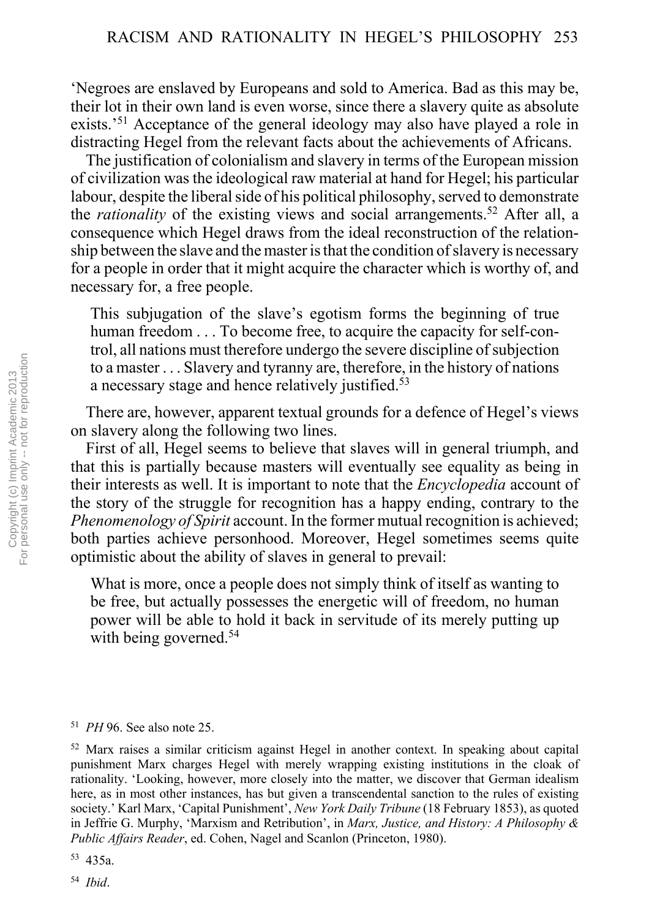'Negroes are enslaved by Europeans and sold to America. Bad as this may be, their lot in their own land is even worse, since there a slavery quite as absolute exists.'[51] Acceptance of the general ideology may also have played a role in distracting Hegel from the relevant facts about the achievements of Africans.

The justification of colonialism and slavery in terms of the European mission of civilization was the ideological raw material at hand for Hegel; his particular labour, despite the liberal side of his political philosophy, served to demonstrate the *rationality* of the existing views and social arrangements.[52] After all, a consequence which Hegel draws from the ideal reconstruction of the relationship between the slave and the master is that the condition of slavery is necessary for a people in order that it might acquire the character which is worthy of, and necessary for, a free people.

> This subjugation of the slave's egotism forms the beginning of true human freedom . . . To become free, to acquire the capacity for self-control, all nations must therefore undergo the severe discipline of subjection to a master . . . Slavery and tyranny are, therefore, in the history of nations a necessary stage and hence relatively justified.[53]

There are, however, apparent textual grounds for a defence of Hegel's views on slavery along the following two lines.

First of all, Hegel seems to believe that slaves will in general triumph, and that this is partially because masters will eventually see equality as being in their interests as well. It is important to note that the *Encyclopedia* account of the story of the struggle for recognition has a happy ending, contrary to the *Phenomenology of Spirit* account. In the former mutual recognition is achieved; both parties achieve personhood. Moreover, Hegel sometimes seems quite optimistic about the ability of slaves in general to prevail:

> What is more, once a people does not simply think of itself as wanting to be free, but actually possesses the energetic will of freedom, no human power will be able to hold it back in servitude of its merely putting up with being governed.[54]

---

[51] *PH* 96. See also note 25.

[52] Marx raises a similar criticism against Hegel in another context. In speaking about capital punishment Marx charges Hegel with merely wrapping existing institutions in the cloak of rationality. 'Looking, however, more closely into the matter, we discover that German idealism here, as in most other instances, has but given a transcendental sanction to the rules of existing society.' Karl Marx, 'Capital Punishment', *New York Daily Tribune* (18 February 1853), as quoted in Jeffrie G. Murphy, 'Marxism and Retribution', in *Marx, Justice, and History: A Philosophy & Public Affairs Reader*, ed. Cohen, Nagel and Scanlon (Princeton, 1980).

[53] 435a.

[54] *Ibid*.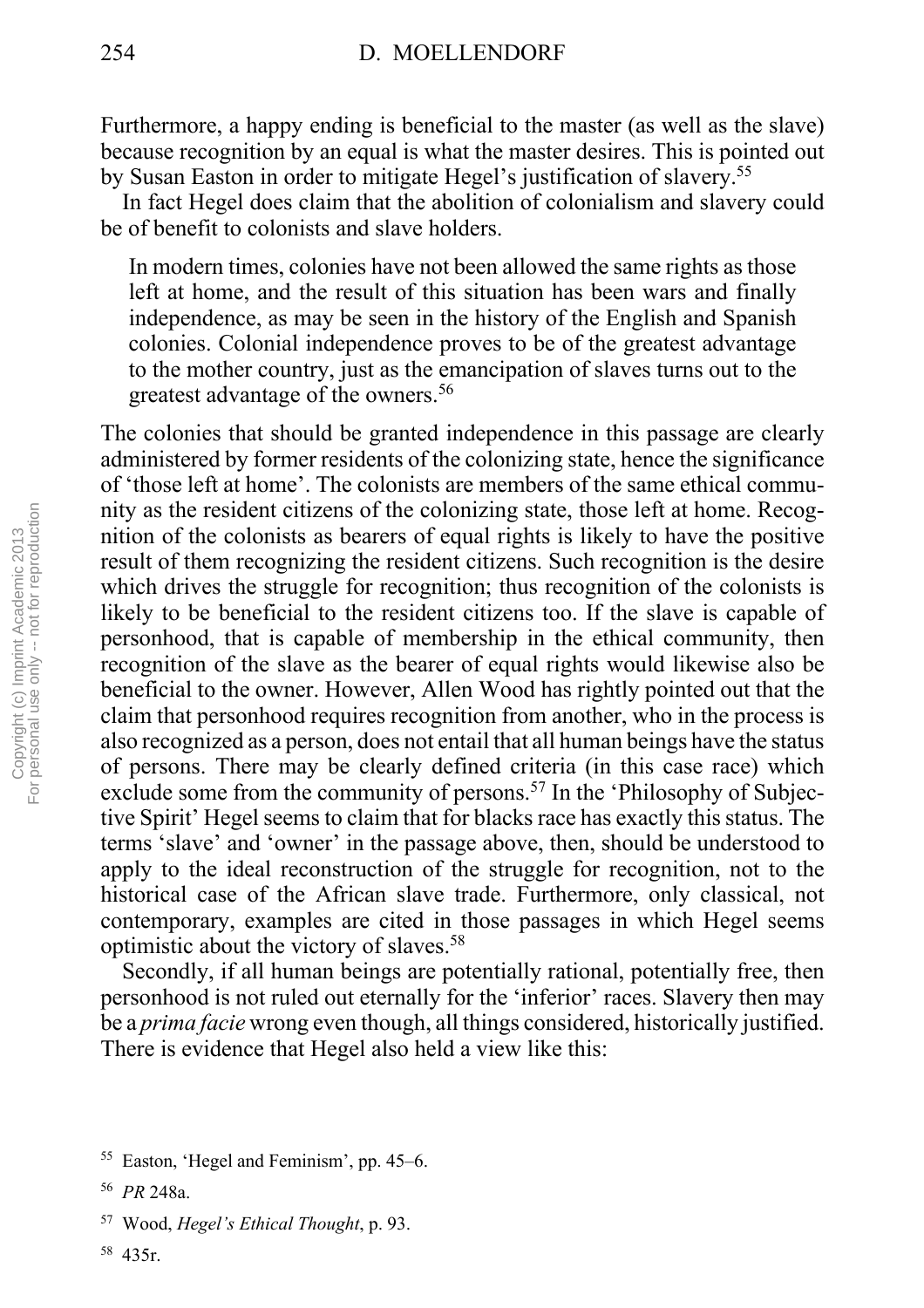Furthermore, a happy ending is beneficial to the master (as well as the slave) because recognition by an equal is what the master desires. This is pointed out by Susan Easton in order to mitigate Hegel's justification of slavery.[55]

In fact Hegel does claim that the abolition of colonialism and slavery could be of benefit to colonists and slave holders.

> In modern times, colonies have not been allowed the same rights as those left at home, and the result of this situation has been wars and finally independence, as may be seen in the history of the English and Spanish colonies. Colonial independence proves to be of the greatest advantage to the mother country, just as the emancipation of slaves turns out to the greatest advantage of the owners.[56]

The colonies that should be granted independence in this passage are clearly administered by former residents of the colonizing state, hence the significance of 'those left at home'. The colonists are members of the same ethical community as the resident citizens of the colonizing state, those left at home. Recognition of the colonists as bearers of equal rights is likely to have the positive result of them recognizing the resident citizens. Such recognition is the desire which drives the struggle for recognition; thus recognition of the colonists is likely to be beneficial to the resident citizens too. If the slave is capable of personhood, that is capable of membership in the ethical community, then recognition of the slave as the bearer of equal rights would likewise also be beneficial to the owner. However, Allen Wood has rightly pointed out that the claim that personhood requires recognition from another, who in the process is also recognized as a person, does not entail that all human beings have the status of persons. There may be clearly defined criteria (in this case race) which exclude some from the community of persons.[57] In the 'Philosophy of Subjective Spirit' Hegel seems to claim that for blacks race has exactly this status. The terms 'slave' and 'owner' in the passage above, then, should be understood to apply to the ideal reconstruction of the struggle for recognition, not to the historical case of the African slave trade. Furthermore, only classical, not contemporary, examples are cited in those passages in which Hegel seems optimistic about the victory of slaves.[58]

Secondly, if all human beings are potentially rational, potentially free, then personhood is not ruled out eternally for the 'inferior' races. Slavery then may be a *prima facie* wrong even though, all things considered, historically justified. There is evidence that Hegel also held a view like this:

[55] Easton, 'Hegel and Feminism', pp. 45–6.

[56] *PR* 248a.

[57] Wood, *Hegel's Ethical Thought*, p. 93.

[58] 435r.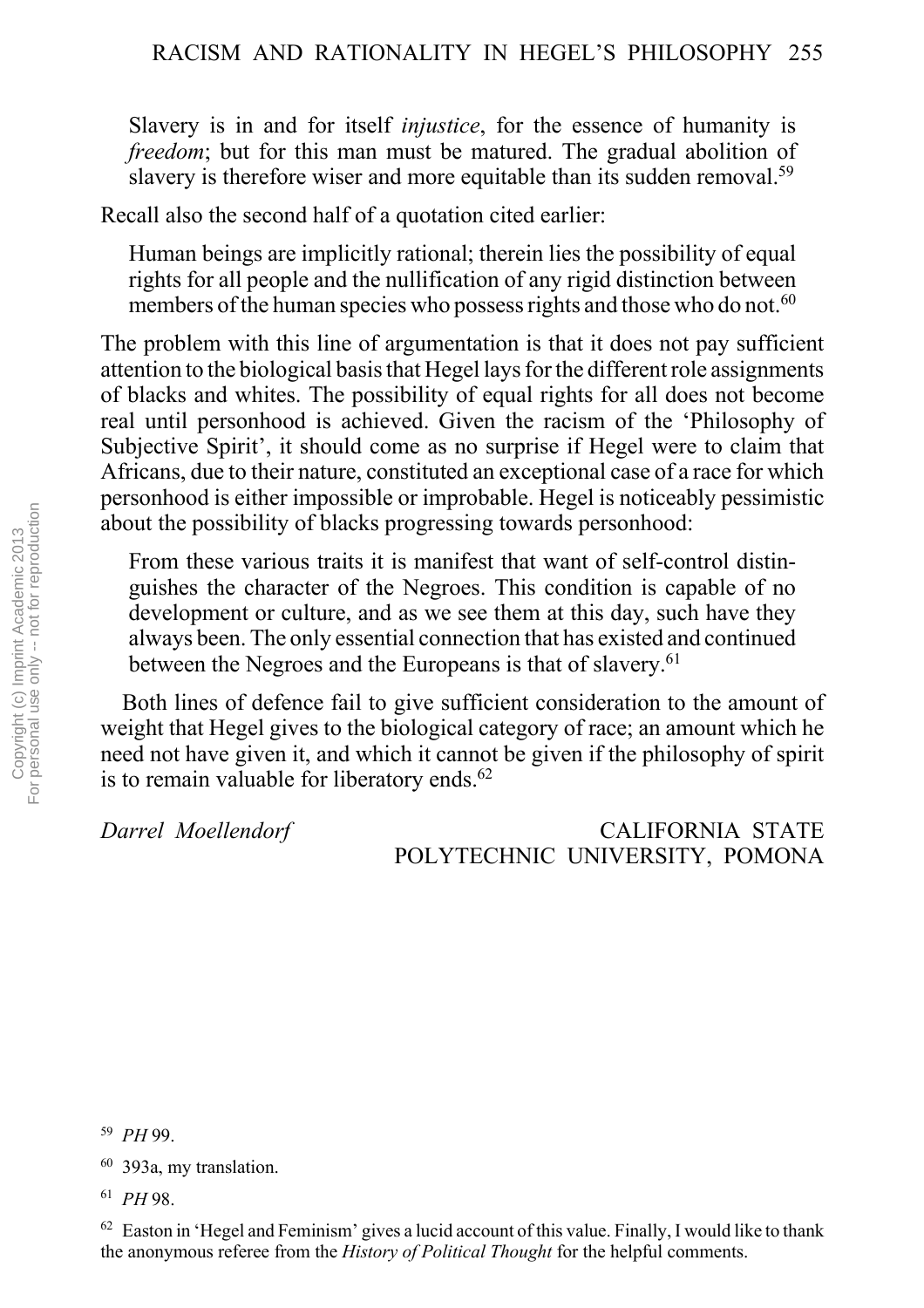> Slavery is in and for itself *injustice*, for the essence of humanity is *freedom*; but for this man must be matured. The gradual abolition of slavery is therefore wiser and more equitable than its sudden removal.[59]

Recall also the second half of a quotation cited earlier:

> Human beings are implicitly rational; therein lies the possibility of equal rights for all people and the nullification of any rigid distinction between members of the human species who possess rights and those who do not.[60]

The problem with this line of argumentation is that it does not pay sufficient attention to the biological basis that Hegel lays for the different role assignments of blacks and whites. The possibility of equal rights for all does not become real until personhood is achieved. Given the racism of the 'Philosophy of Subjective Spirit', it should come as no surprise if Hegel were to claim that Africans, due to their nature, constituted an exceptional case of a race for which personhood is either impossible or improbable. Hegel is noticeably pessimistic about the possibility of blacks progressing towards personhood:

> From these various traits it is manifest that want of self-control distinguishes the character of the Negroes. This condition is capable of no development or culture, and as we see them at this day, such have they always been. The only essential connection that has existed and continued between the Negroes and the Europeans is that of slavery.[61]

Both lines of defence fail to give sufficient consideration to the amount of weight that Hegel gives to the biological category of race; an amount which he need not have given it, and which it cannot be given if the philosophy of spirit is to remain valuable for liberatory ends.[62]

*Darrel Moellendorf* — CALIFORNIA STATE POLYTECHNIC UNIVERSITY, POMONA

---

[59] *PH* 99.

[60] 393a, my translation.

[61] *PH* 98.

[62] Easton in 'Hegel and Feminism' gives a lucid account of this value. Finally, I would like to thank the anonymous referee from the *History of Political Thought* for the helpful comments.